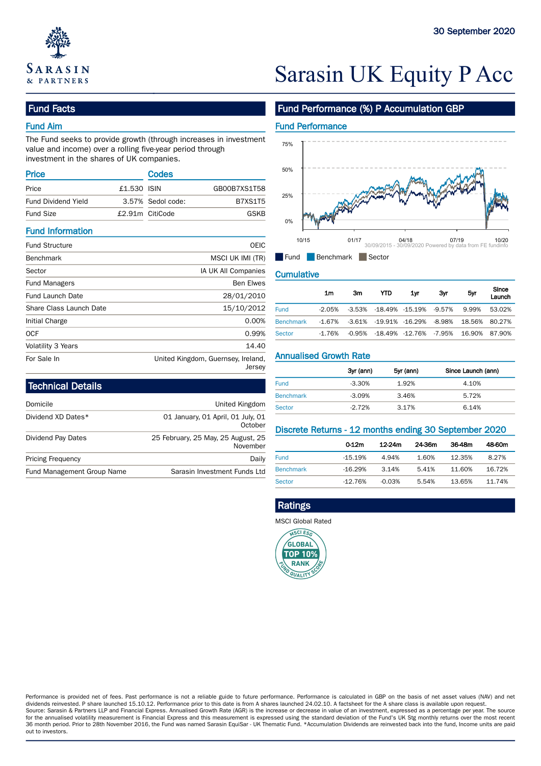30 September 2020

# Sarasin UK Equity P Acc

## Fund Facts

### Fund Aim

The Fund seeks to provide growth (through increases in investment value and income) over a rolling five-year period through investment in the shares of UK companies.

### Price

| | |
|---|---|
| Price | £1.530 |
| Fund Dividend Yield | 3.57% |
| Fund Size | £2.91m |

### Codes

| | |
|---|---|
| ISIN | GB00B7XS1T58 |
| Sedol code: | B7XS1T5 |
| CitiCode | GSKB |

### Fund Information

| | |
|---|---|
| Fund Structure | OEIC |
| Benchmark | MSCI UK IMI (TR) |
| Sector | IA UK All Companies |
| Fund Managers | Ben Elwes |
| Fund Launch Date | 28/01/2010 |
| Share Class Launch Date | 15/10/2012 |
| Initial Charge | 0.00% |
| OCF | 0.99% |
| Volatility 3 Years | 14.40 |
| For Sale In | United Kingdom, Guernsey, Ireland, Jersey |

## Technical Details

| | |
|---|---|
| Domicile | United Kingdom |
| Dividend XD Dates* | 01 January, 01 April, 01 July, 01 October |
| Dividend Pay Dates | 25 February, 25 May, 25 August, 25 November |
| Pricing Frequency | Daily |
| Fund Management Group Name | Sarasin Investment Funds Ltd |

## Fund Performance (%) P Accumulation GBP

### Fund Performance

30/09/2015 - 30/09/2020 Powered by data from FE fundinfo

Fund | Benchmark | Sector

### Cumulative

| | 1m | 3m | YTD | 1yr | 3yr | 5yr | Since Launch |
|---|---|---|---|---|---|---|---|
| Fund | -2.05% | -3.53% | -18.49% | -15.19% | -9.57% | 9.99% | 53.02% |
| Benchmark | -1.67% | -3.61% | -19.91% | -16.29% | -8.98% | 18.56% | 80.27% |
| Sector | -1.76% | -0.95% | -18.49% | -12.76% | -7.95% | 16.90% | 87.90% |

### Annualised Growth Rate

| | 3yr (ann) | 5yr (ann) | Since Launch (ann) |
|---|---|---|---|
| Fund | -3.30% | 1.92% | 4.10% |
| Benchmark | -3.09% | 3.46% | 5.72% |
| Sector | -2.72% | 3.17% | 6.14% |

### Discrete Returns - 12 months ending 30 September 2020

| | 0-12m | 12-24m | 24-36m | 36-48m | 48-60m |
|---|---|---|---|---|---|
| Fund | -15.19% | 4.94% | 1.60% | 12.35% | 8.27% |
| Benchmark | -16.29% | 3.14% | 5.41% | 11.60% | 16.72% |
| Sector | -12.76% | -0.03% | 5.54% | 13.65% | 11.74% |

## Ratings

MSCI Global Rated

Performance is provided net of fees. Past performance is not a reliable guide to future performance. Performance is calculated in GBP on the basis of net asset values (NAV) and net dividends reinvested. P share launched 15.10.12. Performance prior to this date is from A shares launched 24.02.10. A factsheet for the A share class is available upon request.
Source: Sarasin & Partners LLP and Financial Express. Annualised Growth Rate (AGR) is the increase or decrease in value of an investment, expressed as a percentage per year. The source for the annualised volatility measurement is Financial Express and this measurement is expressed using the standard deviation of the Fund's UK Stg monthly returns over the most recent 36 month period. Prior to 28th November 2016, the Fund was named Sarasin EquiSar - UK Thematic Fund. *Accumulation Dividends are reinvested back into the fund, Income units are paid out to investors.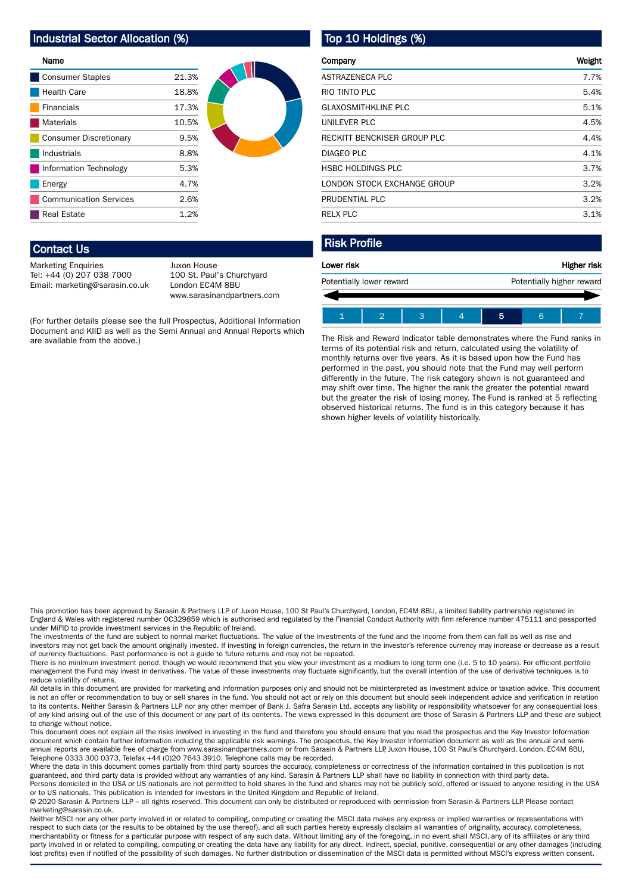## Industrial Sector Allocation (%)

| Name | |
|---|---|
| Consumer Staples | 21.3% |
| Health Care | 18.8% |
| Financials | 17.3% |
| Materials | 10.5% |
| Consumer Discretionary | 9.5% |
| Industrials | 8.8% |
| Information Technology | 5.3% |
| Energy | 4.7% |
| Communication Services | 2.6% |
| Real Estate | 1.2% |

## Top 10 Holdings (%)

| Company | Weight |
|---|---|
| ASTRAZENECA PLC | 7.7% |
| RIO TINTO PLC | 5.4% |
| GLAXOSMITHKLINE PLC | 5.1% |
| UNILEVER PLC | 4.5% |
| RECKITT BENCKISER GROUP PLC | 4.4% |
| DIAGEO PLC | 4.1% |
| HSBC HOLDINGS PLC | 3.7% |
| LONDON STOCK EXCHANGE GROUP | 3.2% |
| PRUDENTIAL PLC | 3.2% |
| RELX PLC | 3.1% |

## Contact Us

Marketing Enquiries
Tel: +44 (0) 207 038 7000
Email: marketing@sarasin.co.uk

Juxon House
100 St. Paul's Churchyard
London EC4M 8BU
www.sarasinandpartners.com

(For further details please see the full Prospectus, Additional Information Document and KIID as well as the Semi Annual and Annual Reports which are available from the above.)

## Risk Profile

**Lower risk** | **Higher risk**

Potentially lower reward | Potentially higher reward

| 1 | 2 | 3 | 4 | **5** | 6 | 7 |
|---|---|---|---|---|---|---|

The Risk and Reward Indicator table demonstrates where the Fund ranks in terms of its potential risk and return, calculated using the volatility of monthly returns over five years. As it is based upon how the Fund has performed in the past, you should note that the Fund may well perform differently in the future. The risk category shown is not guaranteed and may shift over time. The higher the rank the greater the potential reward but the greater the risk of losing money. The Fund is ranked at 5 reflecting observed historical returns. The fund is in this category because it has shown higher levels of volatility historically.

This promotion has been approved by Sarasin & Partners LLP of Juxon House, 100 St Paul's Churchyard, London, EC4M 8BU, a limited liability partnership registered in England & Wales with registered number OC329859 which is authorised and regulated by the Financial Conduct Authority with firm reference number 475111 and passported under MiFID to provide investment services in the Republic of Ireland.

The investments of the fund are subject to normal market fluctuations. The value of the investments of the fund and the income from them can fall as well as rise and investors may not get back the amount originally invested. If investing in foreign currencies, the return in the investor's reference currency may increase or decrease as a result of currency fluctuations. Past performance is not a guide to future returns and may not be repeated.

There is no minimum investment period, though we would recommend that you view your investment as a medium to long term one (i.e. 5 to 10 years). For efficient portfolio management the Fund may invest in derivatives. The value of these investments may fluctuate significantly, but the overall intention of the use of derivative techniques is to reduce volatility of returns.

All details in this document are provided for marketing and information purposes only and should not be misinterpreted as investment advice or taxation advice. This document is not an offer or recommendation to buy or sell shares in the fund. You should not act or rely on this document but should seek independent advice and verification in relation to its contents. Neither Sarasin & Partners LLP nor any other member of Bank J. Safra Sarasin Ltd. accepts any liability or responsibility whatsoever for any consequential loss of any kind arising out of the use of this document or any part of its contents. The views expressed in this document are those of Sarasin & Partners LLP and these are subject to change without notice.

This document does not explain all the risks involved in investing in the fund and therefore you should ensure that you read the prospectus and the Key Investor Information document which contain further information including the applicable risk warnings. The prospectus, the Key Investor Information document as well as the annual and semi-annual reports are available free of charge from www.sarasinandpartners.com or from Sarasin & Partners LLP, Juxon House, 100 St Paul's Churchyard, London, EC4M 8BU, Telephone 0333 300 0373, Telefax +44 (0)20 7643 3910. Telephone calls may be recorded.

Where the data in this document comes partially from third party sources the accuracy, completeness or correctness of the information contained in this publication is not guaranteed, and third party data is provided without any warranties of any kind. Sarasin & Partners LLP shall have no liability in connection with third party data.

Persons domiciled in the USA or US nationals are not permitted to hold shares in the fund and shares may not be publicly sold, offered or issued to anyone residing in the USA or to US nationals. This publication is intended for investors in the United Kingdom and Republic of Ireland.

© 2020 Sarasin & Partners LLP – all rights reserved. This document can only be distributed or reproduced with permission from Sarasin & Partners LLP. Please contact marketing@sarasin.co.uk.

Neither MSCI nor any other party involved in or related to compiling, computing or creating the MSCI data makes any express or implied warranties or representations with respect to such data (or the results to be obtained by the use thereof), and all such parties hereby expressly disclaim all warranties of originality, accuracy, completeness, merchantability or fitness for a particular purpose with respect of any such data. Without limiting any of the foregoing, in no event shall MSCI, any of its affiliates or any third party involved in or related to compiling, computing or creating the data have any liability for any direct. indirect, special, punitive, consequential or any other damages (including lost profits) even if notified of the possibility of such damages. No further distribution or dissemination of the MSCI data is permitted without MSCI's express written consent.